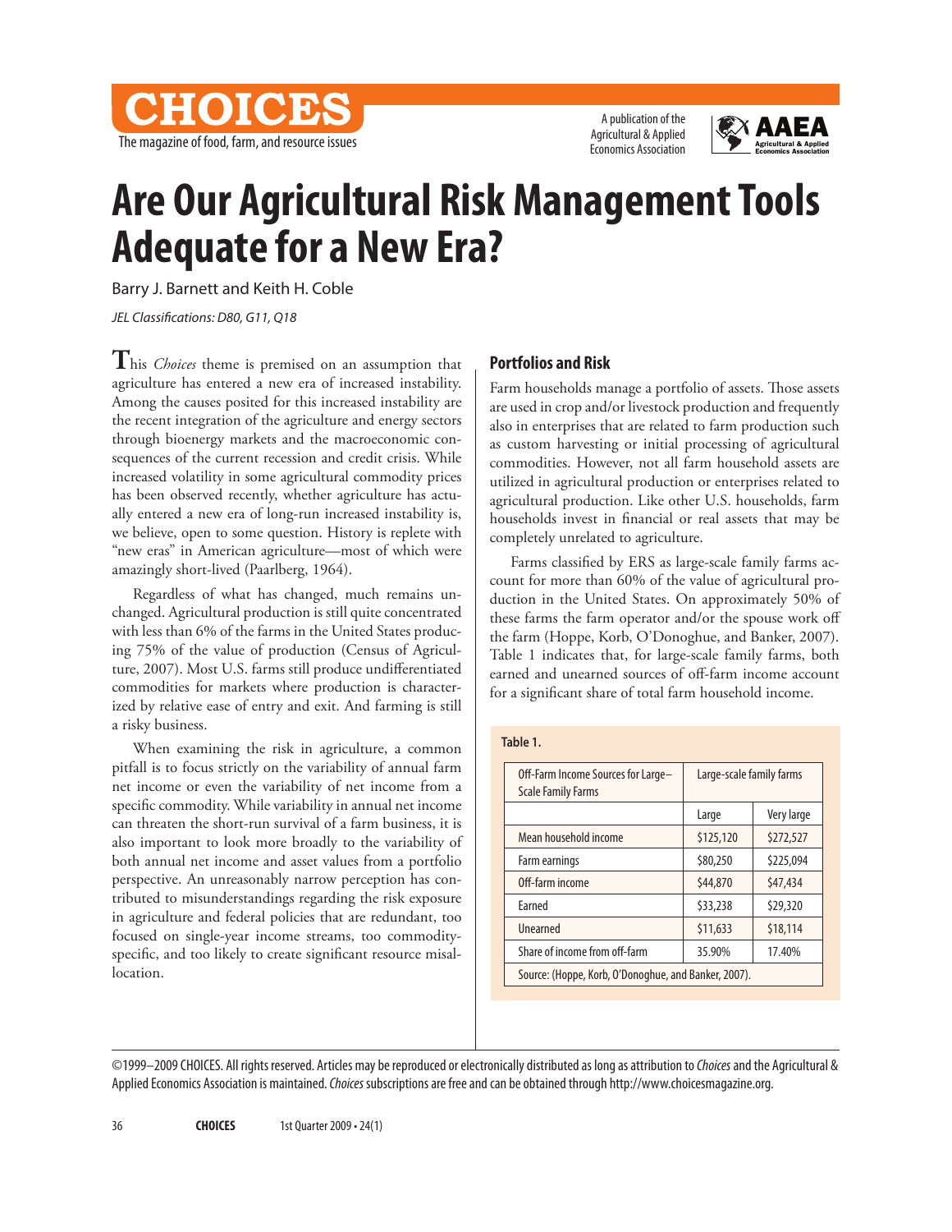# Are Our Agricultural Risk Management Tools Adequate for a New Era?

Barry J. Barnett and Keith H. Coble

*JEL Classifications: D80, G11, Q18*

This *Choices* theme is premised on an assumption that agriculture has entered a new era of increased instability. Among the causes posited for this increased instability are the recent integration of the agriculture and energy sectors through bioenergy markets and the macroeconomic consequences of the current recession and credit crisis. While increased volatility in some agricultural commodity prices has been observed recently, whether agriculture has actually entered a new era of long-run increased instability is, we believe, open to some question. History is replete with "new eras" in American agriculture—most of which were amazingly short-lived (Paarlberg, 1964).

Regardless of what has changed, much remains unchanged. Agricultural production is still quite concentrated with less than 6% of the farms in the United States producing 75% of the value of production (Census of Agriculture, 2007). Most U.S. farms still produce undifferentiated commodities for markets where production is characterized by relative ease of entry and exit. And farming is still a risky business.

When examining the risk in agriculture, a common pitfall is to focus strictly on the variability of annual farm net income or even the variability of net income from a specific commodity. While variability in annual net income can threaten the short-run survival of a farm business, it is also important to look more broadly to the variability of both annual net income and asset values from a portfolio perspective. An unreasonably narrow perception has contributed to misunderstandings regarding the risk exposure in agriculture and federal policies that are redundant, too focused on single-year income streams, too commodity-specific, and too likely to create significant resource misallocation.

## Portfolios and Risk

Farm households manage a portfolio of assets. Those assets are used in crop and/or livestock production and frequently also in enterprises that are related to farm production such as custom harvesting or initial processing of agricultural commodities. However, not all farm household assets are utilized in agricultural production or enterprises related to agricultural production. Like other U.S. households, farm households invest in financial or real assets that may be completely unrelated to agriculture.

Farms classified by ERS as large-scale family farms account for more than 60% of the value of agricultural production in the United States. On approximately 50% of these farms the farm operator and/or the spouse work off the farm (Hoppe, Korb, O'Donoghue, and Banker, 2007). Table 1 indicates that, for large-scale family farms, both earned and unearned sources of off-farm income account for a significant share of total farm household income.

**Table 1.**

| Off-Farm Income Sources for Large–Scale Family Farms | Large-scale family farms | |
|---|---|---|
| | Large | Very large |
| Mean household income | $125,120 | $272,527 |
| Farm earnings | $80,250 | $225,094 |
| Off-farm income | $44,870 | $47,434 |
| Earned | $33,238 | $29,320 |
| Unearned | $11,633 | $18,114 |
| Share of income from off-farm | 35.90% | 17.40% |

Source: (Hoppe, Korb, O'Donoghue, and Banker, 2007).

©1999–2009 CHOICES. All rights reserved. Articles may be reproduced or electronically distributed as long as attribution to *Choices* and the Agricultural & Applied Economics Association is maintained. *Choices* subscriptions are free and can be obtained through http://www.choicesmagazine.org.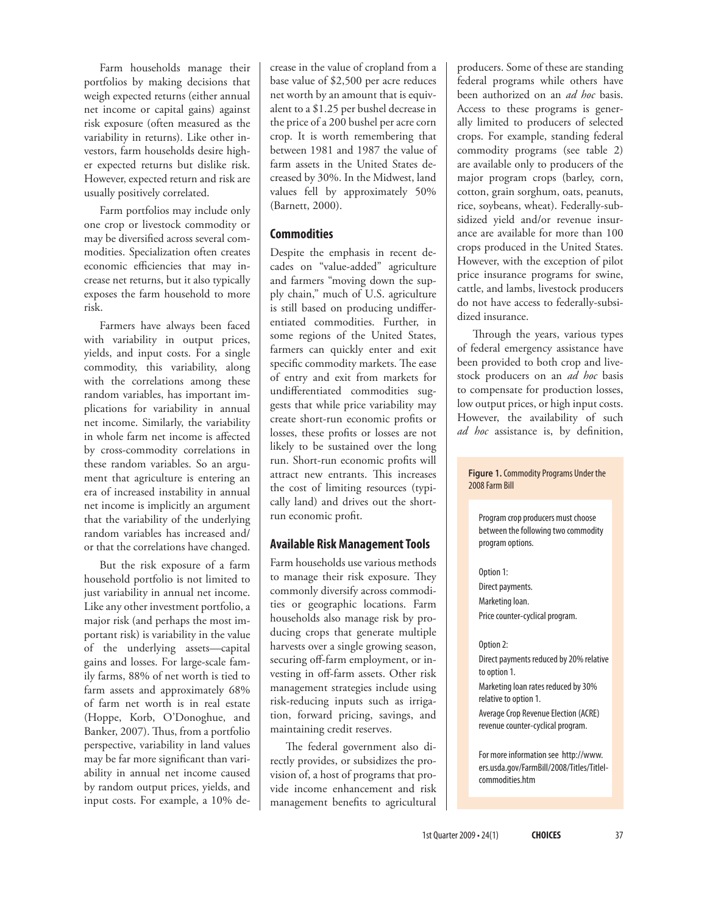Farm households manage their portfolios by making decisions that weigh expected returns (either annual net income or capital gains) against risk exposure (often measured as the variability in returns). Like other investors, farm households desire higher expected returns but dislike risk. However, expected return and risk are usually positively correlated.

Farm portfolios may include only one crop or livestock commodity or may be diversified across several commodities. Specialization often creates economic efficiencies that may increase net returns, but it also typically exposes the farm household to more risk.

Farmers have always been faced with variability in output prices, yields, and input costs. For a single commodity, this variability, along with the correlations among these random variables, has important implications for variability in annual net income. Similarly, the variability in whole farm net income is affected by cross-commodity correlations in these random variables. So an argument that agriculture is entering an era of increased instability in annual net income is implicitly an argument that the variability of the underlying random variables has increased and/or that the correlations have changed.

But the risk exposure of a farm household portfolio is not limited to just variability in annual net income. Like any other investment portfolio, a major risk (and perhaps the most important risk) is variability in the value of the underlying assets—capital gains and losses. For large-scale family farms, 88% of net worth is tied to farm assets and approximately 68% of farm net worth is in real estate (Hoppe, Korb, O'Donoghue, and Banker, 2007). Thus, from a portfolio perspective, variability in land values may be far more significant than variability in annual net income caused by random output prices, yields, and input costs. For example, a 10% decrease in the value of cropland from a base value of $2,500 per acre reduces net worth by an amount that is equivalent to a $1.25 per bushel decrease in the price of a 200 bushel per acre corn crop. It is worth remembering that between 1981 and 1987 the value of farm assets in the United States decreased by 30%. In the Midwest, land values fell by approximately 50% (Barnett, 2000).

## Commodities

Despite the emphasis in recent decades on "value-added" agriculture and farmers "moving down the supply chain," much of U.S. agriculture is still based on producing undifferentiated commodities. Further, in some regions of the United States, farmers can quickly enter and exit specific commodity markets. The ease of entry and exit from markets for undifferentiated commodities suggests that while price variability may create short-run economic profits or losses, these profits or losses are not likely to be sustained over the long run. Short-run economic profits will attract new entrants. This increases the cost of limiting resources (typically land) and drives out the short-run economic profit.

## Available Risk Management Tools

Farm households use various methods to manage their risk exposure. They commonly diversify across commodities or geographic locations. Farm households also manage risk by producing crops that generate multiple harvests over a single growing season, securing off-farm employment, or investing in off-farm assets. Other risk management strategies include using risk-reducing inputs such as irrigation, forward pricing, savings, and maintaining credit reserves.

The federal government also directly provides, or subsidizes the provision of, a host of programs that provide income enhancement and risk management benefits to agricultural producers. Some of these are standing federal programs while others have been authorized on an *ad hoc* basis. Access to these programs is generally limited to producers of selected crops. For example, standing federal commodity programs (see table 2) are available only to producers of the major program crops (barley, corn, cotton, grain sorghum, oats, peanuts, rice, soybeans, wheat). Federally-subsidized yield and/or revenue insurance are available for more than 100 crops produced in the United States. However, with the exception of pilot price insurance programs for swine, cattle, and lambs, livestock producers do not have access to federally-subsidized insurance.

Through the years, various types of federal emergency assistance have been provided to both crop and livestock producers on an *ad hoc* basis to compensate for production losses, low output prices, or high input costs. However, the availability of such *ad hoc* assistance is, by definition,

**Figure 1.** Commodity Programs Under the 2008 Farm Bill

Program crop producers must choose between the following two commodity program options.

Option 1:
Direct payments.
Marketing loan.
Price counter-cyclical program.

Option 2:
Direct payments reduced by 20% relative to option 1.
Marketing loan rates reduced by 30% relative to option 1.
Average Crop Revenue Election (ACRE) revenue counter-cyclical program.

For more information see http://www.ers.usda.gov/FarmBill/2008/Titles/TitleIcommodities.htm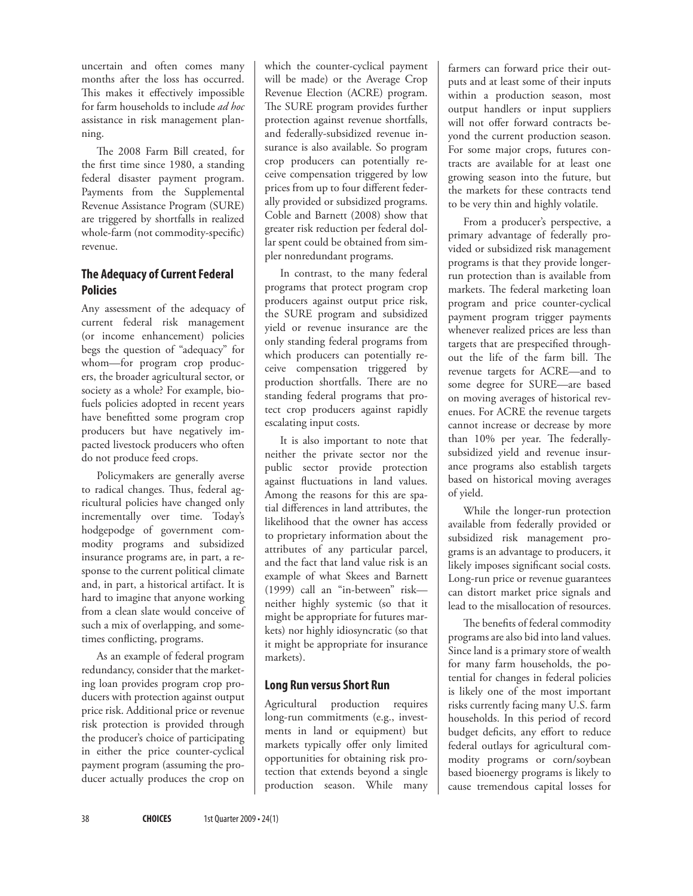uncertain and often comes many months after the loss has occurred. This makes it effectively impossible for farm households to include *ad hoc* assistance in risk management planning.

The 2008 Farm Bill created, for the first time since 1980, a standing federal disaster payment program. Payments from the Supplemental Revenue Assistance Program (SURE) are triggered by shortfalls in realized whole-farm (not commodity-specific) revenue.

## The Adequacy of Current Federal Policies

Any assessment of the adequacy of current federal risk management (or income enhancement) policies begs the question of "adequacy" for whom—for program crop producers, the broader agricultural sector, or society as a whole? For example, biofuels policies adopted in recent years have benefitted some program crop producers but have negatively impacted livestock producers who often do not produce feed crops.

Policymakers are generally averse to radical changes. Thus, federal agricultural policies have changed only incrementally over time. Today's hodgepodge of government commodity programs and subsidized insurance programs are, in part, a response to the current political climate and, in part, a historical artifact. It is hard to imagine that anyone working from a clean slate would conceive of such a mix of overlapping, and sometimes conflicting, programs.

As an example of federal program redundancy, consider that the marketing loan provides program crop producers with protection against output price risk. Additional price or revenue risk protection is provided through the producer's choice of participating in either the price counter-cyclical payment program (assuming the producer actually produces the crop on which the counter-cyclical payment will be made) or the Average Crop Revenue Election (ACRE) program. The SURE program provides further protection against revenue shortfalls, and federally-subsidized revenue insurance is also available. So program crop producers can potentially receive compensation triggered by low prices from up to four different federally provided or subsidized programs. Coble and Barnett (2008) show that greater risk reduction per federal dollar spent could be obtained from simpler nonredundant programs.

In contrast, to the many federal programs that protect program crop producers against output price risk, the SURE program and subsidized yield or revenue insurance are the only standing federal programs from which producers can potentially receive compensation triggered by production shortfalls. There are no standing federal programs that protect crop producers against rapidly escalating input costs.

It is also important to note that neither the private sector nor the public sector provide protection against fluctuations in land values. Among the reasons for this are spatial differences in land attributes, the likelihood that the owner has access to proprietary information about the attributes of any particular parcel, and the fact that land value risk is an example of what Skees and Barnett (1999) call an "in-between" risk—neither highly systemic (so that it might be appropriate for futures markets) nor highly idiosyncratic (so that it might be appropriate for insurance markets).

## Long Run versus Short Run

Agricultural production requires long-run commitments (e.g., investments in land or equipment) but markets typically offer only limited opportunities for obtaining risk protection that extends beyond a single production season. While many farmers can forward price their outputs and at least some of their inputs within a production season, most output handlers or input suppliers will not offer forward contracts beyond the current production season. For some major crops, futures contracts are available for at least one growing season into the future, but the markets for these contracts tend to be very thin and highly volatile.

From a producer's perspective, a primary advantage of federally provided or subsidized risk management programs is that they provide longer-run protection than is available from markets. The federal marketing loan program and price counter-cyclical payment program trigger payments whenever realized prices are less than targets that are prespecified throughout the life of the farm bill. The revenue targets for ACRE—and to some degree for SURE—are based on moving averages of historical revenues. For ACRE the revenue targets cannot increase or decrease by more than 10% per year. The federally-subsidized yield and revenue insurance programs also establish targets based on historical moving averages of yield.

While the longer-run protection available from federally provided or subsidized risk management programs is an advantage to producers, it likely imposes significant social costs. Long-run price or revenue guarantees can distort market price signals and lead to the misallocation of resources.

The benefits of federal commodity programs are also bid into land values. Since land is a primary store of wealth for many farm households, the potential for changes in federal policies is likely one of the most important risks currently facing many U.S. farm households. In this period of record budget deficits, any effort to reduce federal outlays for agricultural commodity programs or corn/soybean based bioenergy programs is likely to cause tremendous capital losses for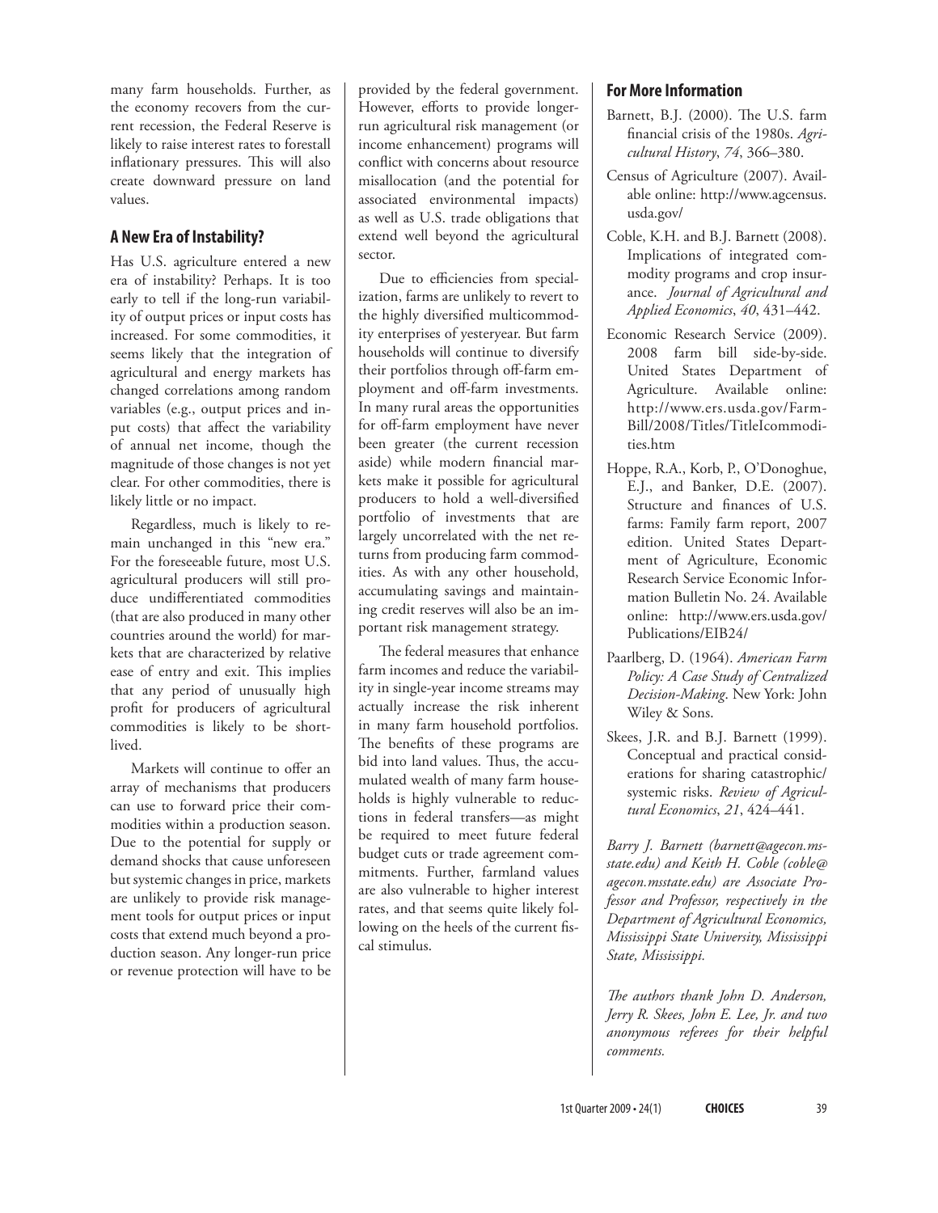many farm households. Further, as the economy recovers from the current recession, the Federal Reserve is likely to raise interest rates to forestall inflationary pressures. This will also create downward pressure on land values.

## A New Era of Instability?

Has U.S. agriculture entered a new era of instability? Perhaps. It is too early to tell if the long-run variability of output prices or input costs has increased. For some commodities, it seems likely that the integration of agricultural and energy markets has changed correlations among random variables (e.g., output prices and input costs) that affect the variability of annual net income, though the magnitude of those changes is not yet clear. For other commodities, there is likely little or no impact.

Regardless, much is likely to remain unchanged in this "new era." For the foreseeable future, most U.S. agricultural producers will still produce undifferentiated commodities (that are also produced in many other countries around the world) for markets that are characterized by relative ease of entry and exit. This implies that any period of unusually high profit for producers of agricultural commodities is likely to be short-lived.

Markets will continue to offer an array of mechanisms that producers can use to forward price their commodities within a production season. Due to the potential for supply or demand shocks that cause unforeseen but systemic changes in price, markets are unlikely to provide risk management tools for output prices or input costs that extend much beyond a production season. Any longer-run price or revenue protection will have to be provided by the federal government. However, efforts to provide longer-run agricultural risk management (or income enhancement) programs will conflict with concerns about resource misallocation (and the potential for associated environmental impacts) as well as U.S. trade obligations that extend well beyond the agricultural sector.

Due to efficiencies from specialization, farms are unlikely to revert to the highly diversified multicommodity enterprises of yesteryear. But farm households will continue to diversify their portfolios through off-farm employment and off-farm investments. In many rural areas the opportunities for off-farm employment have never been greater (the current recession aside) while modern financial markets make it possible for agricultural producers to hold a well-diversified portfolio of investments that are largely uncorrelated with the net returns from producing farm commodities. As with any other household, accumulating savings and maintaining credit reserves will also be an important risk management strategy.

The federal measures that enhance farm incomes and reduce the variability in single-year income streams may actually increase the risk inherent in many farm household portfolios. The benefits of these programs are bid into land values. Thus, the accumulated wealth of many farm households is highly vulnerable to reductions in federal transfers—as might be required to meet future federal budget cuts or trade agreement commitments. Further, farmland values are also vulnerable to higher interest rates, and that seems quite likely following on the heels of the current fiscal stimulus.

## For More Information

Barnett, B.J. (2000). The U.S. farm financial crisis of the 1980s. *Agricultural History*, *74*, 366–380.

Census of Agriculture (2007). Available online: http://www.agcensus.usda.gov/

Coble, K.H. and B.J. Barnett (2008). Implications of integrated commodity programs and crop insurance. *Journal of Agricultural and Applied Economics*, *40*, 431–442.

Economic Research Service (2009). 2008 farm bill side-by-side. United States Department of Agriculture. Available online: http://www.ers.usda.gov/FarmBill/2008/Titles/TitleIcommodities.htm

Hoppe, R.A., Korb, P., O'Donoghue, E.J., and Banker, D.E. (2007). Structure and finances of U.S. farms: Family farm report, 2007 edition. United States Department of Agriculture, Economic Research Service Economic Information Bulletin No. 24. Available online: http://www.ers.usda.gov/Publications/EIB24/

Paarlberg, D. (1964). *American Farm Policy: A Case Study of Centralized Decision-Making*. New York: John Wiley & Sons.

Skees, J.R. and B.J. Barnett (1999). Conceptual and practical considerations for sharing catastrophic/systemic risks. *Review of Agricultural Economics*, *21*, 424–441.

*Barry J. Barnett (barnett@agecon.msstate.edu) and Keith H. Coble (coble@agecon.msstate.edu) are Associate Professor and Professor, respectively in the Department of Agricultural Economics, Mississippi State University, Mississippi State, Mississippi.*

*The authors thank John D. Anderson, Jerry R. Skees, John E. Lee, Jr. and two anonymous referees for their helpful comments.*